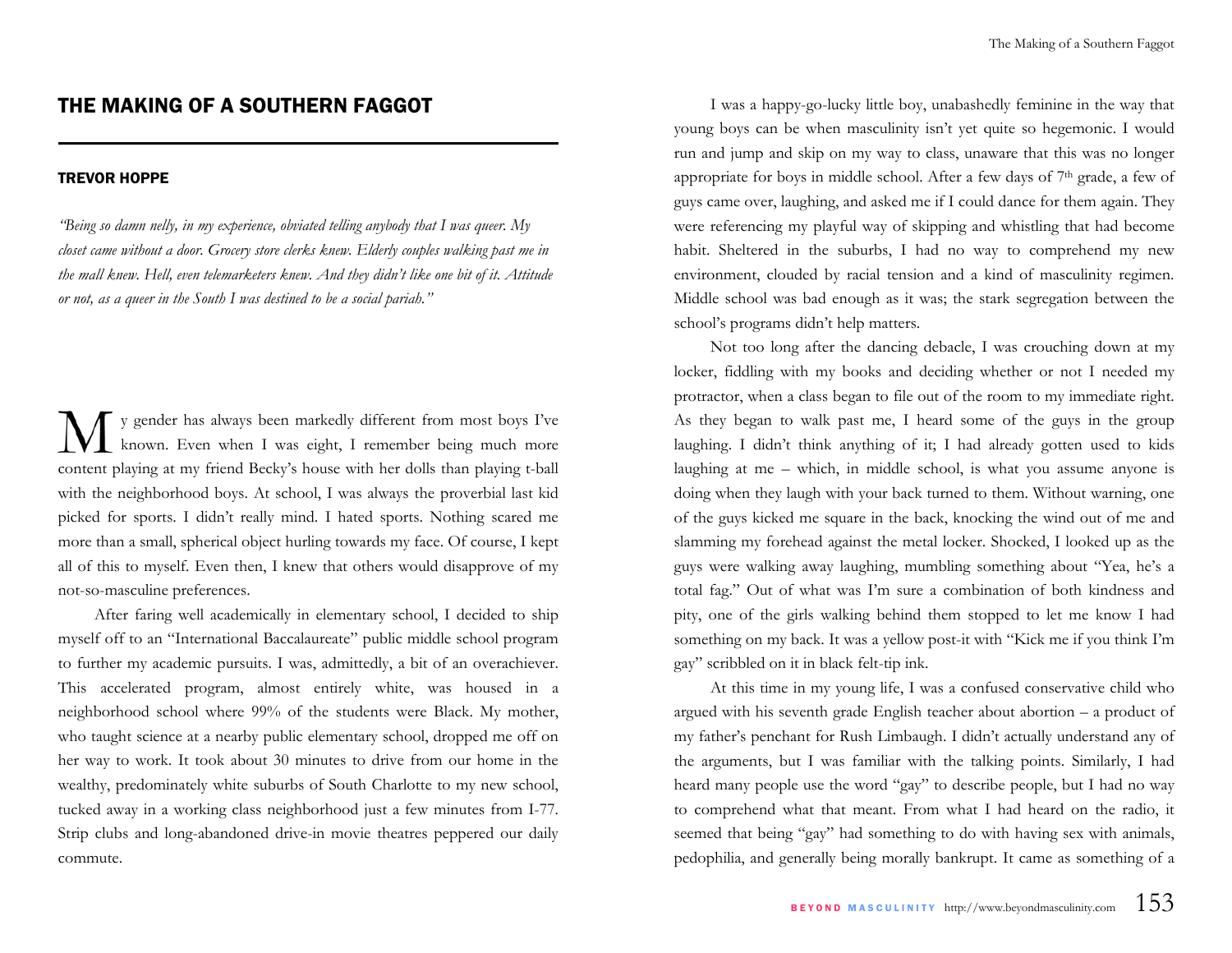# THE MAKING OF A SOUTHERN FAGGOT

## TREVOR HOPPE

*"Being so damn nelly, in my experience, obviated telling anybody that I was queer. My closet came without a door. Grocery store clerks knew. Elderly couples walking past me in the mall knew. Hell, even telemarketers knew. And they didn't like one bit of it. Attitude or not, as a queer in the South I was destined to be a social pariah."*

My gender has always been markedly different from most boys I've known. Even when I was eight, I remember being much more content playing at my friend Becky's house with her dolls than playing t-ball with the neighborhood boys. At school, I was always the proverbial last kid picked for sports. I didn't really mind. I hated sports. Nothing scared me more than a small, spherical object hurling towards my face. Of course, I kept all of this to myself. Even then, I knew that others would disapprove of my not-so-masculine preferences.

After faring well academically in elementary school, I decided to ship myself off to an "International Baccalaureate" public middle school program to further my academic pursuits. I was, admittedly, a bit of an overachiever. This accelerated program, almost entirely white, was housed in a neighborhood school where 99% of the students were Black. My mother, who taught science at a nearby public elementary school, dropped me off on her way to work. It took about 30 minutes to drive from our home in the wealthy, predominately white suburbs of South Charlotte to my new school, tucked away in a working class neighborhood just a few minutes from I-77. Strip clubs and long-abandoned drive-in movie theatres peppered our daily commute.

I was a happy-go-lucky little boy, unabashedly feminine in the way that young boys can be when masculinity isn't yet quite so hegemonic. I would run and jump and skip on my way to class, unaware that this was no longer appropriate for boys in middle school. After a few days of 7th grade, a few of guys came over, laughing, and asked me if I could dance for them again. They were referencing my playful way of skipping and whistling that had become habit. Sheltered in the suburbs, I had no way to comprehend my new environment, clouded by racial tension and a kind of masculinity regimen. Middle school was bad enough as it was; the stark segregation between the school's programs didn't help matters.

Not too long after the dancing debacle, I was crouching down at my locker, fiddling with my books and deciding whether or not I needed my protractor, when a class began to file out of the room to my immediate right. As they began to walk past me, I heard some of the guys in the group laughing. I didn't think anything of it; I had already gotten used to kids laughing at me – which, in middle school, is what you assume anyone is doing when they laugh with your back turned to them. Without warning, one of the guys kicked me square in the back, knocking the wind out of me and slamming my forehead against the metal locker. Shocked, I looked up as the guys were walking away laughing, mumbling something about "Yea, he's a total fag." Out of what was I'm sure a combination of both kindness and pity, one of the girls walking behind them stopped to let me know I had something on my back. It was a yellow post-it with "Kick me if you think I'm gay" scribbled on it in black felt-tip ink.

At this time in my young life, I was a confused conservative child who argued with his seventh grade English teacher about abortion – a product of my father's penchant for Rush Limbaugh. I didn't actually understand any of the arguments, but I was familiar with the talking points. Similarly, I had heard many people use the word "gay" to describe people, but I had no way to comprehend what that meant. From what I had heard on the radio, it seemed that being "gay" had something to do with having sex with animals, pedophilia, and generally being morally bankrupt. It came as something of a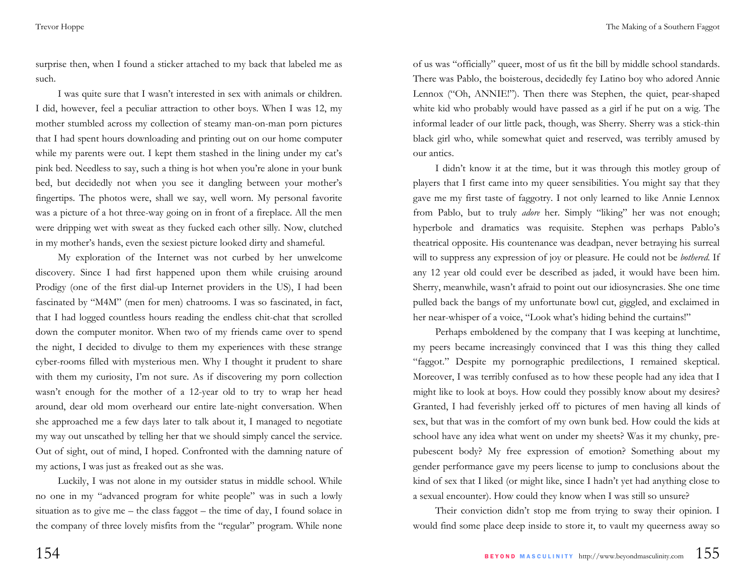surprise then, when I found a sticker attached to my back that labeled me as such.

I was quite sure that I wasn't interested in sex with animals or children. I did, however, feel a peculiar attraction to other boys. When I was 12, my mother stumbled across my collection of steamy man-on-man porn pictures that I had spent hours downloading and printing out on our home computer while my parents were out. I kept them stashed in the lining under my cat's pink bed. Needless to say, such a thing is hot when you're alone in your bunk bed, but decidedly not when you see it dangling between your mother's fingertips. The photos were, shall we say, well worn. My personal favorite was a picture of a hot three-way going on in front of a fireplace. All the men were dripping wet with sweat as they fucked each other silly. Now, clutched in my mother's hands, even the sexiest picture looked dirty and shameful.

My exploration of the Internet was not curbed by her unwelcome discovery. Since I had first happened upon them while cruising around Prodigy (one of the first dial-up Internet providers in the US), I had been fascinated by "M4M" (men for men) chatrooms. I was so fascinated, in fact, that I had logged countless hours reading the endless chit-chat that scrolled down the computer monitor. When two of my friends came over to spend the night, I decided to divulge to them my experiences with these strange cyber-rooms filled with mysterious men. Why I thought it prudent to share with them my curiosity, I'm not sure. As if discovering my porn collection wasn't enough for the mother of a 12-year old to try to wrap her head around, dear old mom overheard our entire late-night conversation. When she approached me a few days later to talk about it, I managed to negotiate my way out unscathed by telling her that we should simply cancel the service. Out of sight, out of mind, I hoped. Confronted with the damning nature of my actions, I was just as freaked out as she was.

Luckily, I was not alone in my outsider status in middle school. While no one in my "advanced program for white people" was in such a lowly situation as to give me – the class faggot – the time of day, I found solace in the company of three lovely misfits from the "regular" program. While none of us was "officially" queer, most of us fit the bill by middle school standards. There was Pablo, the boisterous, decidedly fey Latino boy who adored Annie Lennox ("Oh, ANNIE!"). Then there was Stephen, the quiet, pear-shaped white kid who probably would have passed as a girl if he put on a wig. The informal leader of our little pack, though, was Sherry. Sherry was a stick-thin black girl who, while somewhat quiet and reserved, was terribly amused by our antics.

I didn't know it at the time, but it was through this motley group of players that I first came into my queer sensibilities. You might say that they gave me my first taste of faggotry. I not only learned to like Annie Lennox from Pablo, but to truly *adore* her. Simply "liking" her was not enough; hyperbole and dramatics was requisite. Stephen was perhaps Pablo's theatrical opposite. His countenance was deadpan, never betraying his surreal will to suppress any expression of joy or pleasure. He could not be *bothered*. If any 12 year old could ever be described as jaded, it would have been him. Sherry, meanwhile, wasn't afraid to point out our idiosyncrasies. She one time pulled back the bangs of my unfortunate bowl cut, giggled, and exclaimed in her near-whisper of a voice, "Look what's hiding behind the curtains!"

Perhaps emboldened by the company that I was keeping at lunchtime, my peers became increasingly convinced that I was this thing they called "faggot." Despite my pornographic predilections, I remained skeptical. Moreover, I was terribly confused as to how these people had any idea that I might like to look at boys. How could they possibly know about my desires? Granted, I had feverishly jerked off to pictures of men having all kinds of sex, but that was in the comfort of my own bunk bed. How could the kids at school have any idea what went on under my sheets? Was it my chunky, pre-pubescent body? My free expression of emotion? Something about my gender performance gave my peers license to jump to conclusions about the kind of sex that I liked (or might like, since I hadn't yet had anything close to a sexual encounter). How could they know when I was still so unsure?

Their conviction didn't stop me from trying to sway their opinion. I would find some place deep inside to store it, to vault my queerness away so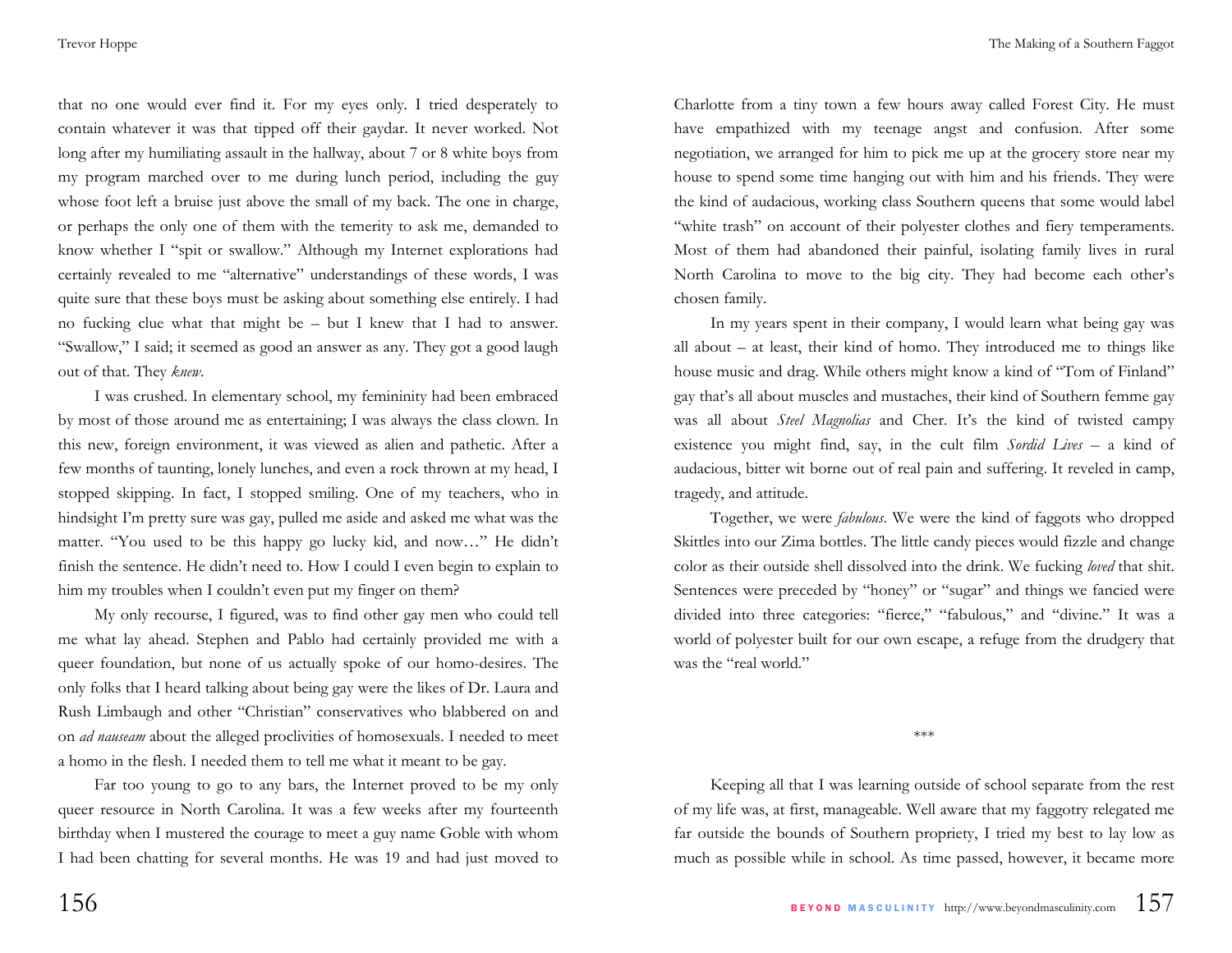that no one would ever find it. For my eyes only. I tried desperately to contain whatever it was that tipped off their gaydar. It never worked. Not long after my humiliating assault in the hallway, about 7 or 8 white boys from my program marched over to me during lunch period, including the guy whose foot left a bruise just above the small of my back. The one in charge, or perhaps the only one of them with the temerity to ask me, demanded to know whether I "spit or swallow." Although my Internet explorations had certainly revealed to me "alternative" understandings of these words, I was quite sure that these boys must be asking about something else entirely. I had no fucking clue what that might be – but I knew that I had to answer. "Swallow," I said; it seemed as good an answer as any. They got a good laugh out of that. They *knew*.

I was crushed. In elementary school, my femininity had been embraced by most of those around me as entertaining; I was always the class clown. In this new, foreign environment, it was viewed as alien and pathetic. After a few months of taunting, lonely lunches, and even a rock thrown at my head, I stopped skipping. In fact, I stopped smiling. One of my teachers, who in hindsight I'm pretty sure was gay, pulled me aside and asked me what was the matter. "You used to be this happy go lucky kid, and now…" He didn't finish the sentence. He didn't need to. How I could I even begin to explain to him my troubles when I couldn't even put my finger on them?

My only recourse, I figured, was to find other gay men who could tell me what lay ahead. Stephen and Pablo had certainly provided me with a queer foundation, but none of us actually spoke of our homo-desires. The only folks that I heard talking about being gay were the likes of Dr. Laura and Rush Limbaugh and other "Christian" conservatives who blabbered on and on *ad nauseam* about the alleged proclivities of homosexuals. I needed to meet a homo in the flesh. I needed them to tell me what it meant to be gay.

Far too young to go to any bars, the Internet proved to be my only queer resource in North Carolina. It was a few weeks after my fourteenth birthday when I mustered the courage to meet a guy name Goble with whom I had been chatting for several months. He was 19 and had just moved to Charlotte from a tiny town a few hours away called Forest City. He must have empathized with my teenage angst and confusion. After some negotiation, we arranged for him to pick me up at the grocery store near my house to spend some time hanging out with him and his friends. They were the kind of audacious, working class Southern queens that some would label "white trash" on account of their polyester clothes and fiery temperaments. Most of them had abandoned their painful, isolating family lives in rural North Carolina to move to the big city. They had become each other's chosen family.

In my years spent in their company, I would learn what being gay was all about – at least, their kind of homo. They introduced me to things like house music and drag. While others might know a kind of "Tom of Finland" gay that's all about muscles and mustaches, their kind of Southern femme gay was all about *Steel Magnolias* and Cher. It's the kind of twisted campy existence you might find, say, in the cult film *Sordid Lives* – a kind of audacious, bitter wit borne out of real pain and suffering. It reveled in camp, tragedy, and attitude.

Together, we were *fabulous*. We were the kind of faggots who dropped Skittles into our Zima bottles. The little candy pieces would fizzle and change color as their outside shell dissolved into the drink. We fucking *loved* that shit. Sentences were preceded by "honey" or "sugar" and things we fancied were divided into three categories: "fierce," "fabulous," and "divine." It was a world of polyester built for our own escape, a refuge from the drudgery that was the "real world."

***

Keeping all that I was learning outside of school separate from the rest of my life was, at first, manageable. Well aware that my faggotry relegated me far outside the bounds of Southern propriety, I tried my best to lay low as much as possible while in school. As time passed, however, it became more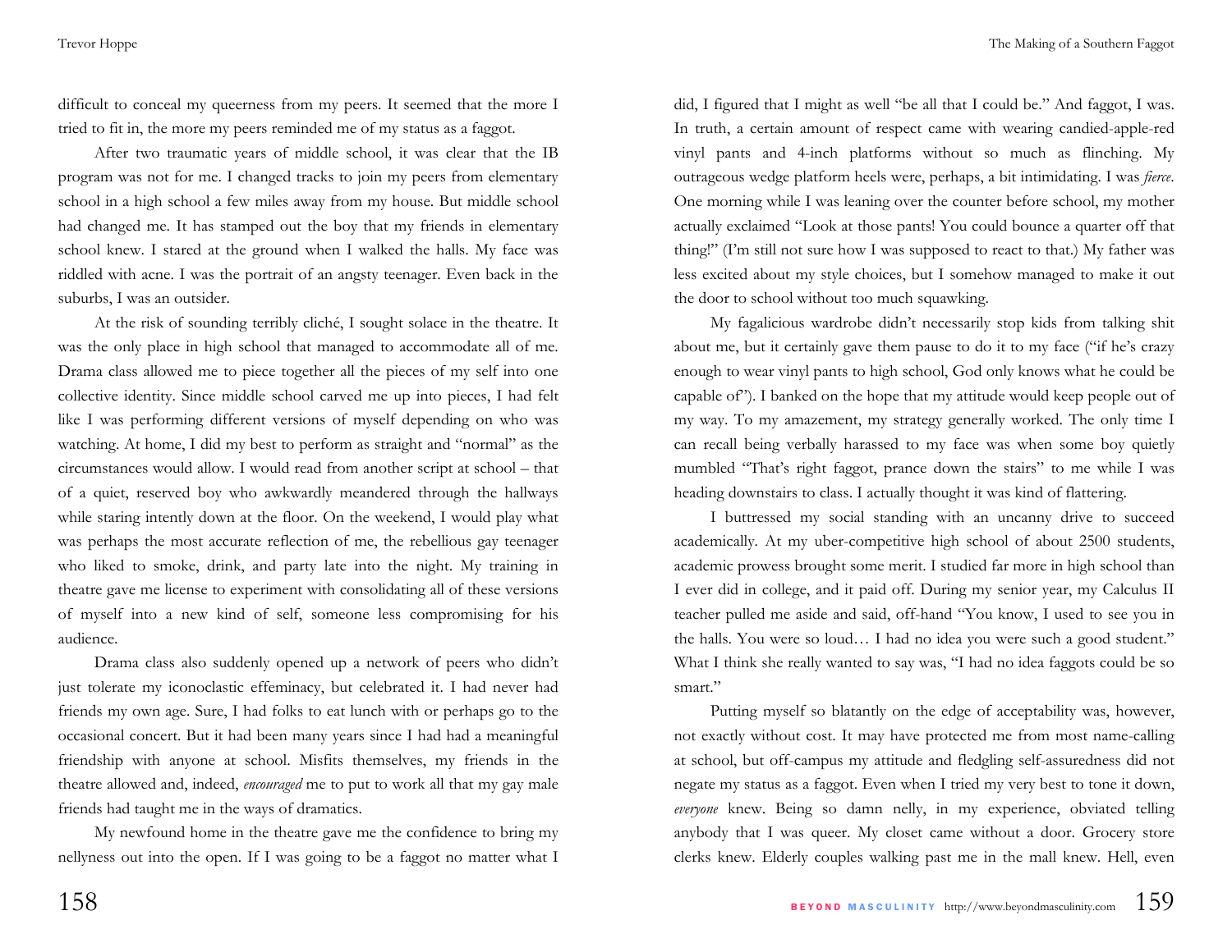difficult to conceal my queerness from my peers. It seemed that the more I tried to fit in, the more my peers reminded me of my status as a faggot.

After two traumatic years of middle school, it was clear that the IB program was not for me. I changed tracks to join my peers from elementary school in a high school a few miles away from my house. But middle school had changed me. It has stamped out the boy that my friends in elementary school knew. I stared at the ground when I walked the halls. My face was riddled with acne. I was the portrait of an angsty teenager. Even back in the suburbs, I was an outsider.

At the risk of sounding terribly cliché, I sought solace in the theatre. It was the only place in high school that managed to accommodate all of me. Drama class allowed me to piece together all the pieces of my self into one collective identity. Since middle school carved me up into pieces, I had felt like I was performing different versions of myself depending on who was watching. At home, I did my best to perform as straight and "normal" as the circumstances would allow. I would read from another script at school – that of a quiet, reserved boy who awkwardly meandered through the hallways while staring intently down at the floor. On the weekend, I would play what was perhaps the most accurate reflection of me, the rebellious gay teenager who liked to smoke, drink, and party late into the night. My training in theatre gave me license to experiment with consolidating all of these versions of myself into a new kind of self, someone less compromising for his audience.

Drama class also suddenly opened up a network of peers who didn't just tolerate my iconoclastic effeminacy, but celebrated it. I had never had friends my own age. Sure, I had folks to eat lunch with or perhaps go to the occasional concert. But it had been many years since I had had a meaningful friendship with anyone at school. Misfits themselves, my friends in the theatre allowed and, indeed, *encouraged* me to put to work all that my gay male friends had taught me in the ways of dramatics.

My newfound home in the theatre gave me the confidence to bring my nellyness out into the open. If I was going to be a faggot no matter what I did, I figured that I might as well "be all that I could be." And faggot, I was. In truth, a certain amount of respect came with wearing candied-apple-red vinyl pants and 4-inch platforms without so much as flinching. My outrageous wedge platform heels were, perhaps, a bit intimidating. I was *fierce*. One morning while I was leaning over the counter before school, my mother actually exclaimed "Look at those pants! You could bounce a quarter off that thing!" (I'm still not sure how I was supposed to react to that.) My father was less excited about my style choices, but I somehow managed to make it out the door to school without too much squawking.

My fagalicious wardrobe didn't necessarily stop kids from talking shit about me, but it certainly gave them pause to do it to my face ("if he's crazy enough to wear vinyl pants to high school, God only knows what he could be capable of"). I banked on the hope that my attitude would keep people out of my way. To my amazement, my strategy generally worked. The only time I can recall being verbally harassed to my face was when some boy quietly mumbled "That's right faggot, prance down the stairs" to me while I was heading downstairs to class. I actually thought it was kind of flattering.

I buttressed my social standing with an uncanny drive to succeed academically. At my uber-competitive high school of about 2500 students, academic prowess brought some merit. I studied far more in high school than I ever did in college, and it paid off. During my senior year, my Calculus II teacher pulled me aside and said, off-hand "You know, I used to see you in the halls. You were so loud… I had no idea you were such a good student." What I think she really wanted to say was, "I had no idea faggots could be so smart."

Putting myself so blatantly on the edge of acceptability was, however, not exactly without cost. It may have protected me from most name-calling at school, but off-campus my attitude and fledgling self-assuredness did not negate my status as a faggot. Even when I tried my very best to tone it down, *everyone* knew. Being so damn nelly, in my experience, obviated telling anybody that I was queer. My closet came without a door. Grocery store clerks knew. Elderly couples walking past me in the mall knew. Hell, even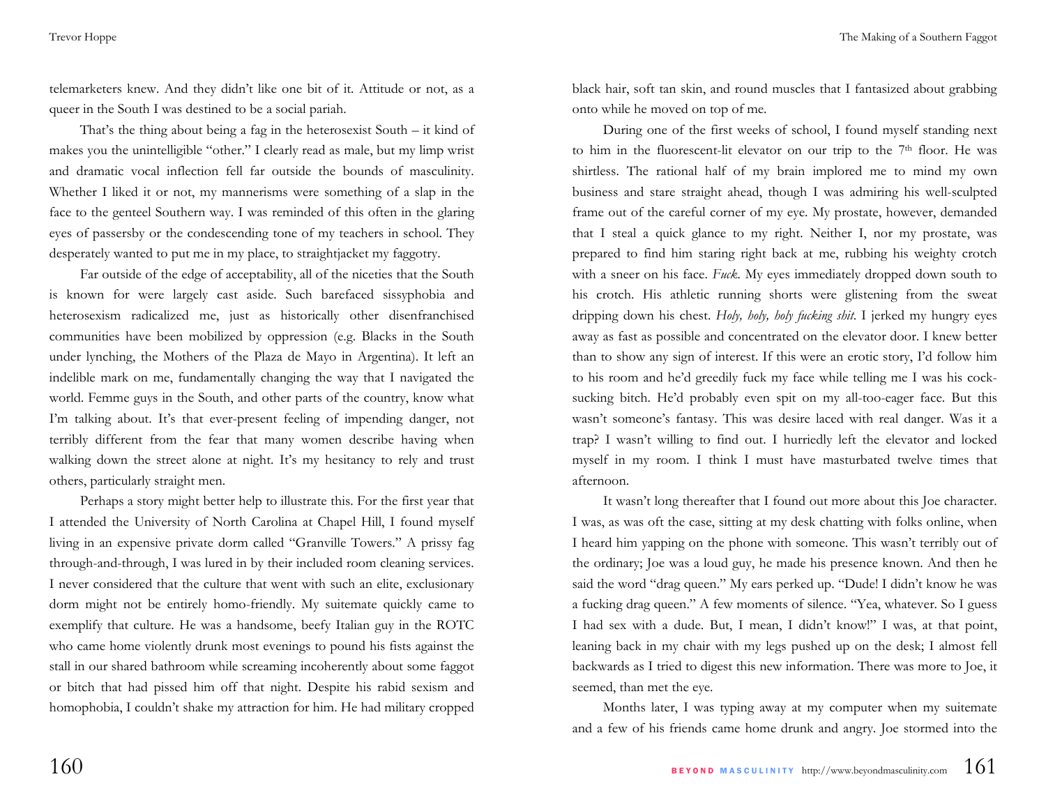telemarketers knew. And they didn't like one bit of it. Attitude or not, as a queer in the South I was destined to be a social pariah.

That's the thing about being a fag in the heterosexist South – it kind of makes you the unintelligible "other." I clearly read as male, but my limp wrist and dramatic vocal inflection fell far outside the bounds of masculinity. Whether I liked it or not, my mannerisms were something of a slap in the face to the genteel Southern way. I was reminded of this often in the glaring eyes of passersby or the condescending tone of my teachers in school. They desperately wanted to put me in my place, to straightjacket my faggotry.

Far outside of the edge of acceptability, all of the niceties that the South is known for were largely cast aside. Such barefaced sissyphobia and heterosexism radicalized me, just as historically other disenfranchised communities have been mobilized by oppression (e.g. Blacks in the South under lynching, the Mothers of the Plaza de Mayo in Argentina). It left an indelible mark on me, fundamentally changing the way that I navigated the world. Femme guys in the South, and other parts of the country, know what I'm talking about. It's that ever-present feeling of impending danger, not terribly different from the fear that many women describe having when walking down the street alone at night. It's my hesitancy to rely and trust others, particularly straight men.

Perhaps a story might better help to illustrate this. For the first year that I attended the University of North Carolina at Chapel Hill, I found myself living in an expensive private dorm called "Granville Towers." A prissy fag through-and-through, I was lured in by their included room cleaning services. I never considered that the culture that went with such an elite, exclusionary dorm might not be entirely homo-friendly. My suitemate quickly came to exemplify that culture. He was a handsome, beefy Italian guy in the ROTC who came home violently drunk most evenings to pound his fists against the stall in our shared bathroom while screaming incoherently about some faggot or bitch that had pissed him off that night. Despite his rabid sexism and homophobia, I couldn't shake my attraction for him. He had military cropped black hair, soft tan skin, and round muscles that I fantasized about grabbing onto while he moved on top of me.

During one of the first weeks of school, I found myself standing next to him in the fluorescent-lit elevator on our trip to the 7th floor. He was shirtless. The rational half of my brain implored me to mind my own business and stare straight ahead, though I was admiring his well-sculpted frame out of the careful corner of my eye. My prostate, however, demanded that I steal a quick glance to my right. Neither I, nor my prostate, was prepared to find him staring right back at me, rubbing his weighty crotch with a sneer on his face. *Fuck.* My eyes immediately dropped down south to his crotch. His athletic running shorts were glistening from the sweat dripping down his chest. *Holy, holy, holy fucking shit.* I jerked my hungry eyes away as fast as possible and concentrated on the elevator door. I knew better than to show any sign of interest. If this were an erotic story, I'd follow him to his room and he'd greedily fuck my face while telling me I was his cock-sucking bitch. He'd probably even spit on my all-too-eager face. But this wasn't someone's fantasy. This was desire laced with real danger. Was it a trap? I wasn't willing to find out. I hurriedly left the elevator and locked myself in my room. I think I must have masturbated twelve times that afternoon.

It wasn't long thereafter that I found out more about this Joe character. I was, as was oft the case, sitting at my desk chatting with folks online, when I heard him yapping on the phone with someone. This wasn't terribly out of the ordinary; Joe was a loud guy, he made his presence known. And then he said the word "drag queen." My ears perked up. "Dude! I didn't know he was a fucking drag queen." A few moments of silence. "Yea, whatever. So I guess I had sex with a dude. But, I mean, I didn't know!" I was, at that point, leaning back in my chair with my legs pushed up on the desk; I almost fell backwards as I tried to digest this new information. There was more to Joe, it seemed, than met the eye.

Months later, I was typing away at my computer when my suitemate and a few of his friends came home drunk and angry. Joe stormed into the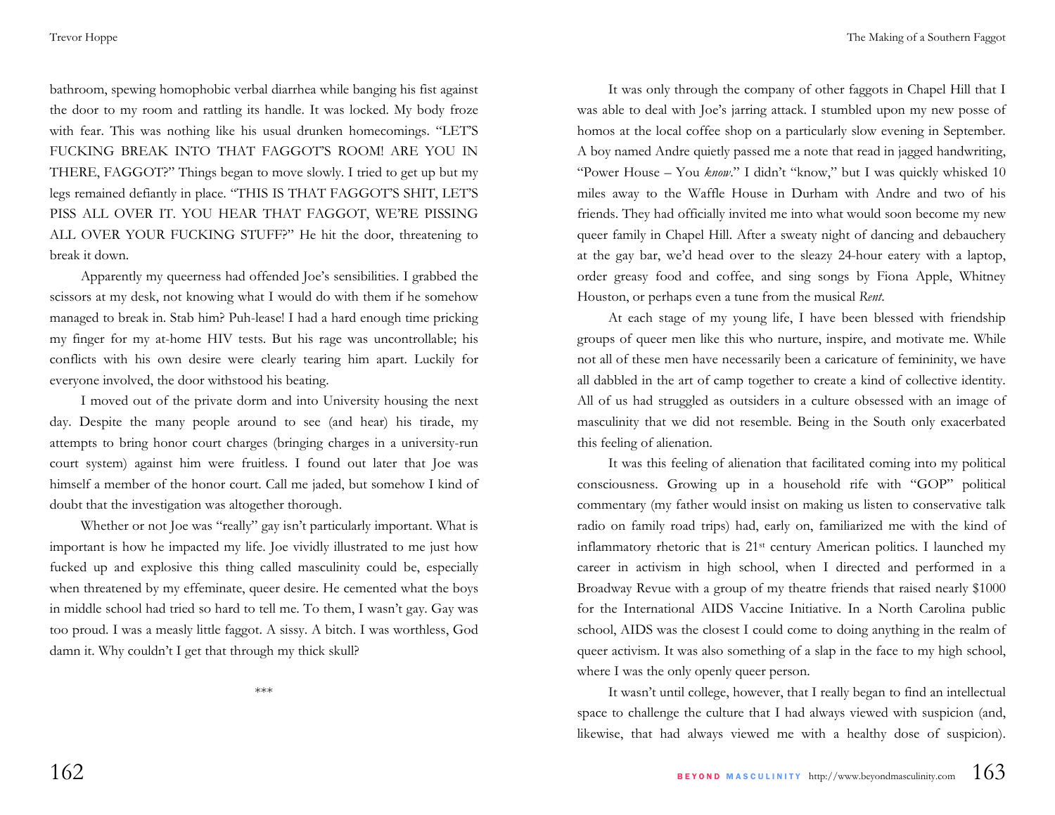bathroom, spewing homophobic verbal diarrhea while banging his fist against the door to my room and rattling its handle. It was locked. My body froze with fear. This was nothing like his usual drunken homecomings. "LET'S FUCKING BREAK INTO THAT FAGGOT'S ROOM! ARE YOU IN THERE, FAGGOT?" Things began to move slowly. I tried to get up but my legs remained defiantly in place. "THIS IS THAT FAGGOT'S SHIT, LET'S PISS ALL OVER IT. YOU HEAR THAT FAGGOT, WE'RE PISSING ALL OVER YOUR FUCKING STUFF?" He hit the door, threatening to break it down.

Apparently my queerness had offended Joe's sensibilities. I grabbed the scissors at my desk, not knowing what I would do with them if he somehow managed to break in. Stab him? Puh-lease! I had a hard enough time pricking my finger for my at-home HIV tests. But his rage was uncontrollable; his conflicts with his own desire were clearly tearing him apart. Luckily for everyone involved, the door withstood his beating.

I moved out of the private dorm and into University housing the next day. Despite the many people around to see (and hear) his tirade, my attempts to bring honor court charges (bringing charges in a university-run court system) against him were fruitless. I found out later that Joe was himself a member of the honor court. Call me jaded, but somehow I kind of doubt that the investigation was altogether thorough.

Whether or not Joe was "really" gay isn't particularly important. What is important is how he impacted my life. Joe vividly illustrated to me just how fucked up and explosive this thing called masculinity could be, especially when threatened by my effeminate, queer desire. He cemented what the boys in middle school had tried so hard to tell me. To them, I wasn't gay. Gay was too proud. I was a measly little faggot. A sissy. A bitch. I was worthless, God damn it. Why couldn't I get that through my thick skull?

***

It was only through the company of other faggots in Chapel Hill that I was able to deal with Joe's jarring attack. I stumbled upon my new posse of homos at the local coffee shop on a particularly slow evening in September. A boy named Andre quietly passed me a note that read in jagged handwriting, "Power House – You *know*." I didn't "know," but I was quickly whisked 10 miles away to the Waffle House in Durham with Andre and two of his friends. They had officially invited me into what would soon become my new queer family in Chapel Hill. After a sweaty night of dancing and debauchery at the gay bar, we'd head over to the sleazy 24-hour eatery with a laptop, order greasy food and coffee, and sing songs by Fiona Apple, Whitney Houston, or perhaps even a tune from the musical *Rent*.

At each stage of my young life, I have been blessed with friendship groups of queer men like this who nurture, inspire, and motivate me. While not all of these men have necessarily been a caricature of femininity, we have all dabbled in the art of camp together to create a kind of collective identity. All of us had struggled as outsiders in a culture obsessed with an image of masculinity that we did not resemble. Being in the South only exacerbated this feeling of alienation.

It was this feeling of alienation that facilitated coming into my political consciousness. Growing up in a household rife with "GOP" political commentary (my father would insist on making us listen to conservative talk radio on family road trips) had, early on, familiarized me with the kind of inflammatory rhetoric that is 21st century American politics. I launched my career in activism in high school, when I directed and performed in a Broadway Revue with a group of my theatre friends that raised nearly $1000 for the International AIDS Vaccine Initiative. In a North Carolina public school, AIDS was the closest I could come to doing anything in the realm of queer activism. It was also something of a slap in the face to my high school, where I was the only openly queer person.

It wasn't until college, however, that I really began to find an intellectual space to challenge the culture that I had always viewed with suspicion (and, likewise, that had always viewed me with a healthy dose of suspicion).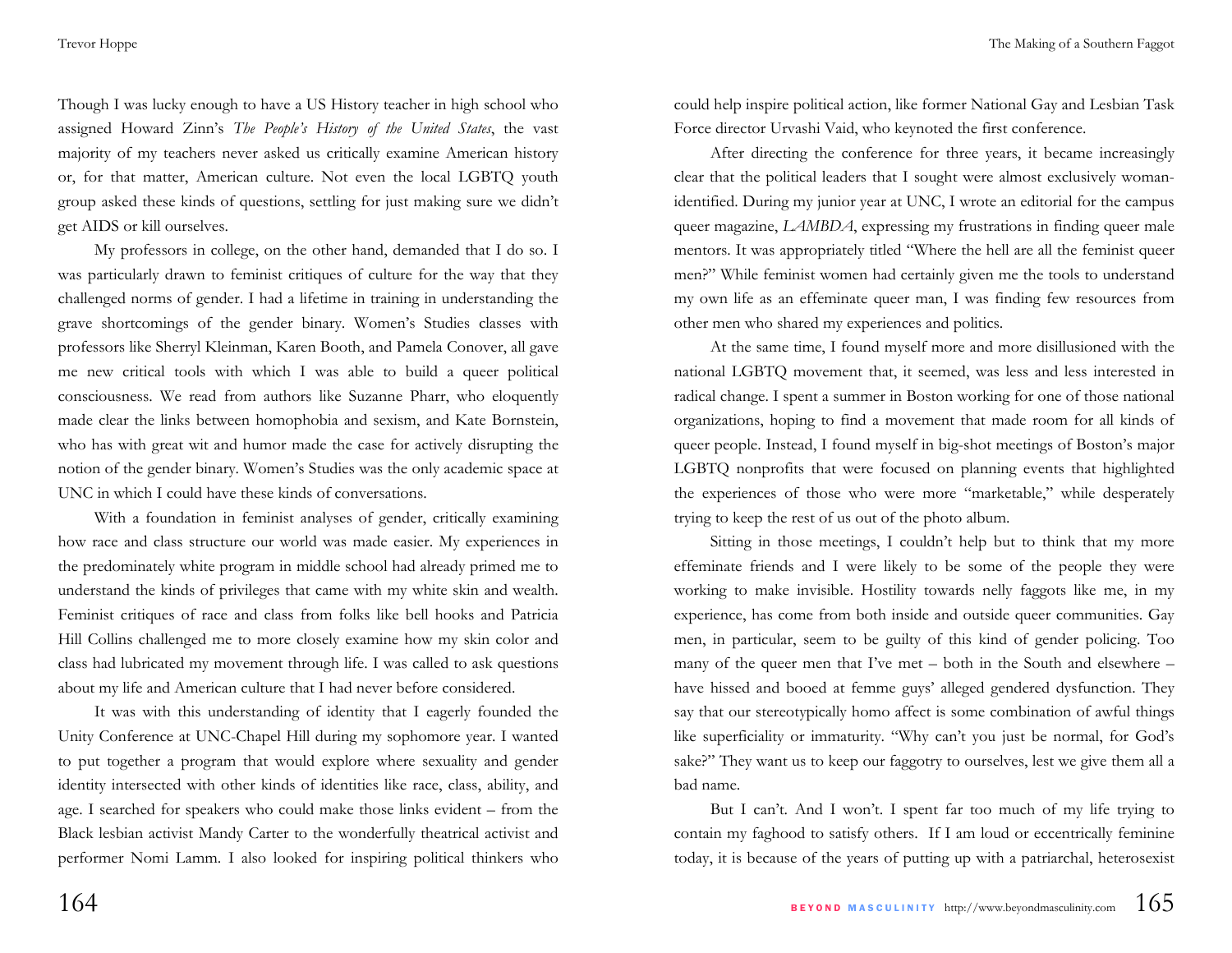Though I was lucky enough to have a US History teacher in high school who assigned Howard Zinn's *The People's History of the United States*, the vast majority of my teachers never asked us critically examine American history or, for that matter, American culture. Not even the local LGBTQ youth group asked these kinds of questions, settling for just making sure we didn't get AIDS or kill ourselves.

My professors in college, on the other hand, demanded that I do so. I was particularly drawn to feminist critiques of culture for the way that they challenged norms of gender. I had a lifetime in training in understanding the grave shortcomings of the gender binary. Women's Studies classes with professors like Sherryl Kleinman, Karen Booth, and Pamela Conover, all gave me new critical tools with which I was able to build a queer political consciousness. We read from authors like Suzanne Pharr, who eloquently made clear the links between homophobia and sexism, and Kate Bornstein, who has with great wit and humor made the case for actively disrupting the notion of the gender binary. Women's Studies was the only academic space at UNC in which I could have these kinds of conversations.

With a foundation in feminist analyses of gender, critically examining how race and class structure our world was made easier. My experiences in the predominately white program in middle school had already primed me to understand the kinds of privileges that came with my white skin and wealth. Feminist critiques of race and class from folks like bell hooks and Patricia Hill Collins challenged me to more closely examine how my skin color and class had lubricated my movement through life. I was called to ask questions about my life and American culture that I had never before considered.

It was with this understanding of identity that I eagerly founded the Unity Conference at UNC-Chapel Hill during my sophomore year. I wanted to put together a program that would explore where sexuality and gender identity intersected with other kinds of identities like race, class, ability, and age. I searched for speakers who could make those links evident – from the Black lesbian activist Mandy Carter to the wonderfully theatrical activist and performer Nomi Lamm. I also looked for inspiring political thinkers who could help inspire political action, like former National Gay and Lesbian Task Force director Urvashi Vaid, who keynoted the first conference.

After directing the conference for three years, it became increasingly clear that the political leaders that I sought were almost exclusively woman-identified. During my junior year at UNC, I wrote an editorial for the campus queer magazine, *LAMBDA*, expressing my frustrations in finding queer male mentors. It was appropriately titled "Where the hell are all the feminist queer men?" While feminist women had certainly given me the tools to understand my own life as an effeminate queer man, I was finding few resources from other men who shared my experiences and politics.

At the same time, I found myself more and more disillusioned with the national LGBTQ movement that, it seemed, was less and less interested in radical change. I spent a summer in Boston working for one of those national organizations, hoping to find a movement that made room for all kinds of queer people. Instead, I found myself in big-shot meetings of Boston's major LGBTQ nonprofits that were focused on planning events that highlighted the experiences of those who were more "marketable," while desperately trying to keep the rest of us out of the photo album.

Sitting in those meetings, I couldn't help but to think that my more effeminate friends and I were likely to be some of the people they were working to make invisible. Hostility towards nelly faggots like me, in my experience, has come from both inside and outside queer communities. Gay men, in particular, seem to be guilty of this kind of gender policing. Too many of the queer men that I've met – both in the South and elsewhere – have hissed and booed at femme guys' alleged gendered dysfunction. They say that our stereotypically homo affect is some combination of awful things like superficiality or immaturity. "Why can't you just be normal, for God's sake?" They want us to keep our faggotry to ourselves, lest we give them all a bad name.

But I can't. And I won't. I spent far too much of my life trying to contain my faghood to satisfy others. If I am loud or eccentrically feminine today, it is because of the years of putting up with a patriarchal, heterosexist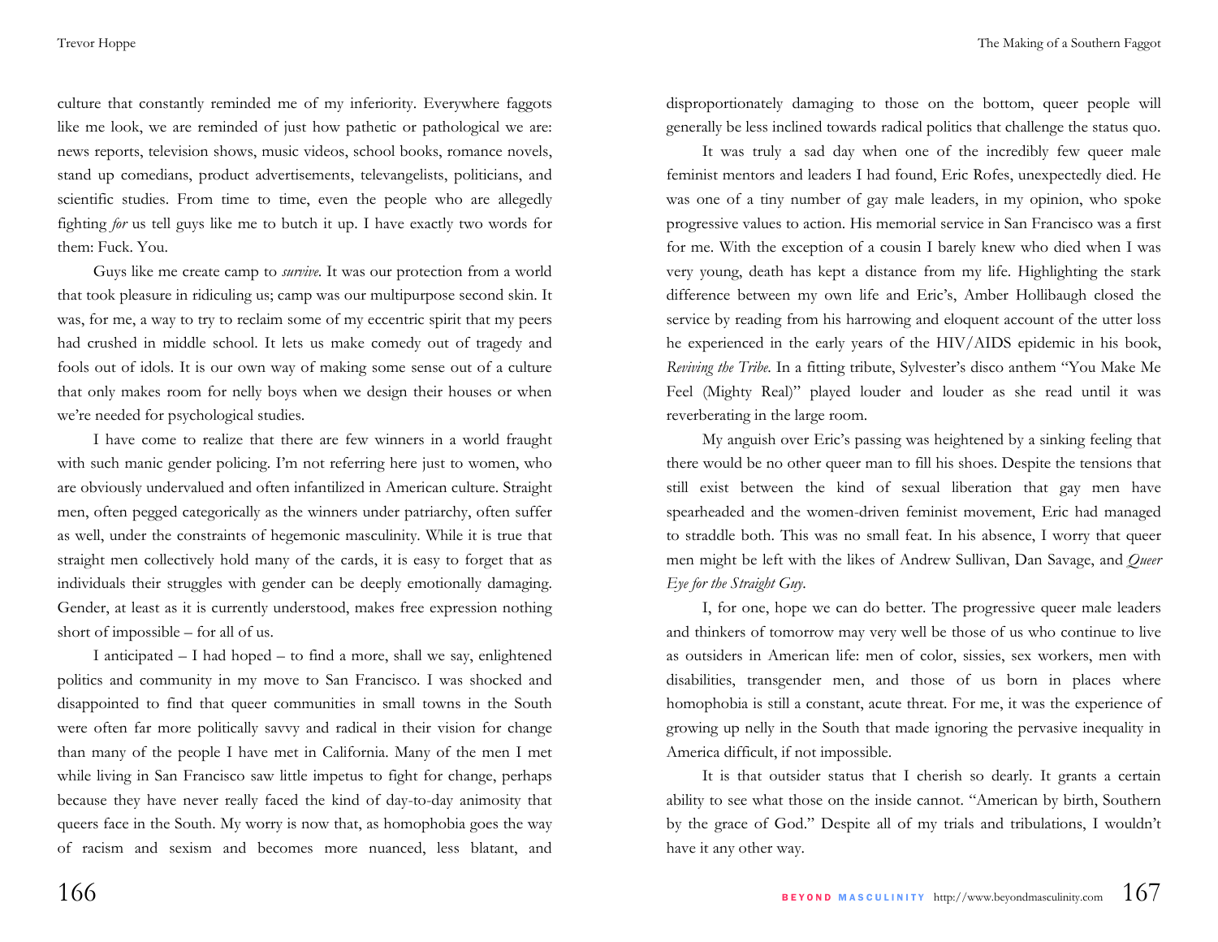culture that constantly reminded me of my inferiority. Everywhere faggots like me look, we are reminded of just how pathetic or pathological we are: news reports, television shows, music videos, school books, romance novels, stand up comedians, product advertisements, televangelists, politicians, and scientific studies. From time to time, even the people who are allegedly fighting *for* us tell guys like me to butch it up. I have exactly two words for them: Fuck. You.

Guys like me create camp to *survive*. It was our protection from a world that took pleasure in ridiculing us; camp was our multipurpose second skin. It was, for me, a way to try to reclaim some of my eccentric spirit that my peers had crushed in middle school. It lets us make comedy out of tragedy and fools out of idols. It is our own way of making some sense out of a culture that only makes room for nelly boys when we design their houses or when we're needed for psychological studies.

I have come to realize that there are few winners in a world fraught with such manic gender policing. I'm not referring here just to women, who are obviously undervalued and often infantilized in American culture. Straight men, often pegged categorically as the winners under patriarchy, often suffer as well, under the constraints of hegemonic masculinity. While it is true that straight men collectively hold many of the cards, it is easy to forget that as individuals their struggles with gender can be deeply emotionally damaging. Gender, at least as it is currently understood, makes free expression nothing short of impossible – for all of us.

I anticipated – I had hoped – to find a more, shall we say, enlightened politics and community in my move to San Francisco. I was shocked and disappointed to find that queer communities in small towns in the South were often far more politically savvy and radical in their vision for change than many of the people I have met in California. Many of the men I met while living in San Francisco saw little impetus to fight for change, perhaps because they have never really faced the kind of day-to-day animosity that queers face in the South. My worry is now that, as homophobia goes the way of racism and sexism and becomes more nuanced, less blatant, and disproportionately damaging to those on the bottom, queer people will generally be less inclined towards radical politics that challenge the status quo.

It was truly a sad day when one of the incredibly few queer male feminist mentors and leaders I had found, Eric Rofes, unexpectedly died. He was one of a tiny number of gay male leaders, in my opinion, who spoke progressive values to action. His memorial service in San Francisco was a first for me. With the exception of a cousin I barely knew who died when I was very young, death has kept a distance from my life. Highlighting the stark difference between my own life and Eric's, Amber Hollibaugh closed the service by reading from his harrowing and eloquent account of the utter loss he experienced in the early years of the HIV/AIDS epidemic in his book, *Reviving the Tribe*. In a fitting tribute, Sylvester's disco anthem "You Make Me Feel (Mighty Real)" played louder and louder as she read until it was reverberating in the large room.

My anguish over Eric's passing was heightened by a sinking feeling that there would be no other queer man to fill his shoes. Despite the tensions that still exist between the kind of sexual liberation that gay men have spearheaded and the women-driven feminist movement, Eric had managed to straddle both. This was no small feat. In his absence, I worry that queer men might be left with the likes of Andrew Sullivan, Dan Savage, and *Queer Eye for the Straight Guy*.

I, for one, hope we can do better. The progressive queer male leaders and thinkers of tomorrow may very well be those of us who continue to live as outsiders in American life: men of color, sissies, sex workers, men with disabilities, transgender men, and those of us born in places where homophobia is still a constant, acute threat. For me, it was the experience of growing up nelly in the South that made ignoring the pervasive inequality in America difficult, if not impossible.

It is that outsider status that I cherish so dearly. It grants a certain ability to see what those on the inside cannot. "American by birth, Southern by the grace of God." Despite all of my trials and tribulations, I wouldn't have it any other way.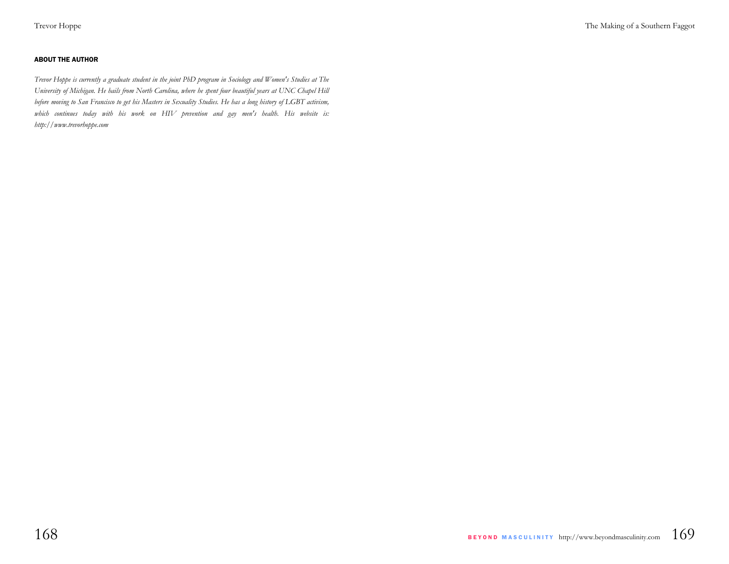#### ABOUT THE AUTHOR

*Trevor Hoppe is currently a graduate student in the joint PhD program in Sociology and Women's Studies at The University of Michigan. He hails from North Carolina, where he spent four beautiful years at UNC Chapel Hill before moving to San Francisco to get his Masters in Sexuality Studies. He has a long history of LGBT activism, which continues today with his work on HIV prevention and gay men's health. His website is: http://www.trevorhoppe.com*